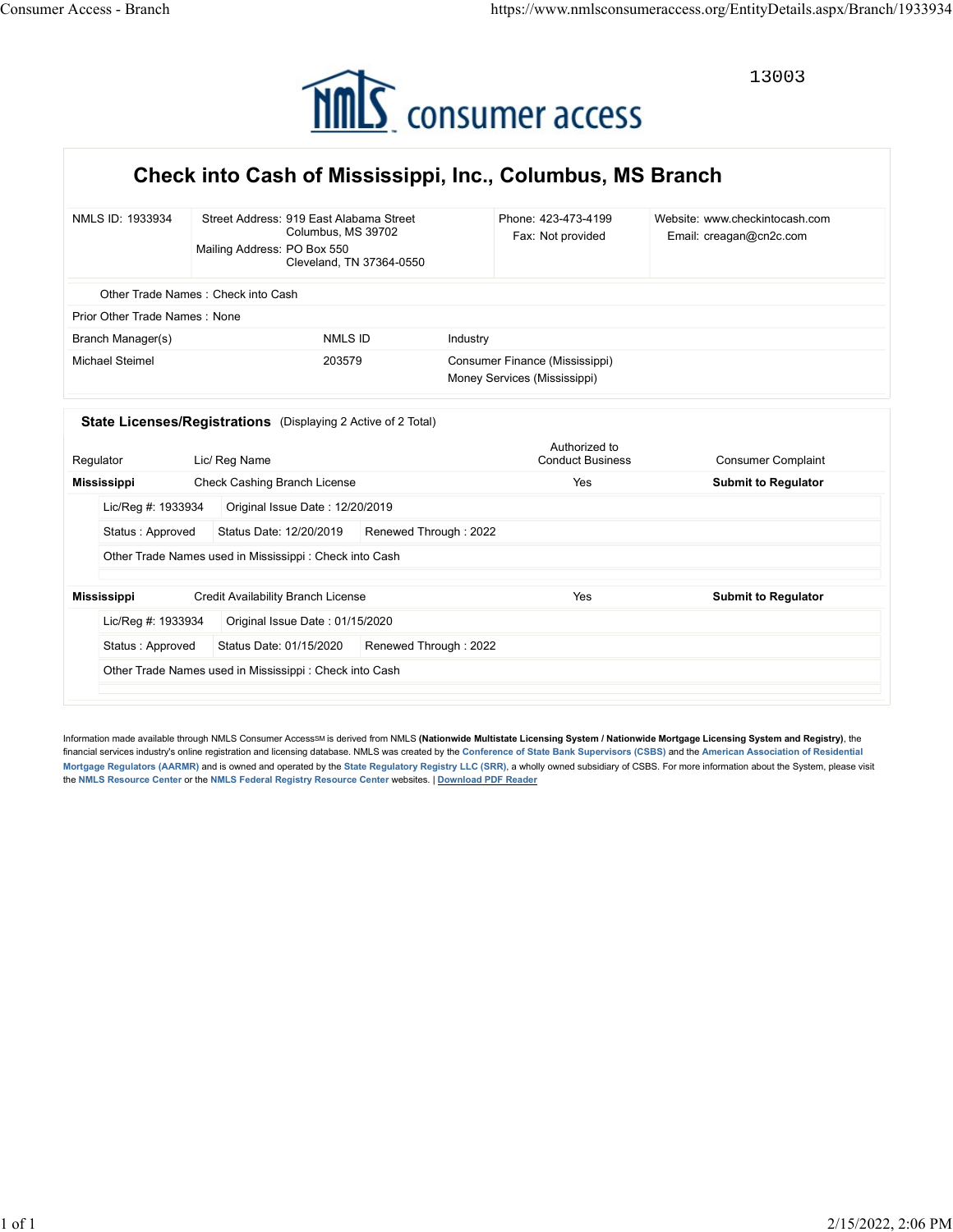13003

NMLS consumer access

# Check into Cash of Mississippi, Inc., Columbus, MS Branch

| NMLS ID: 1933934 | Street Address: 919 East Alabama Street<br>Columbus, MS 39702<br>Mailing Address: PO Box 550<br>Cleveland, TN 37364-0550 | Phone: 423-473-4199<br>Fax: Not provided | Website: www.checkintocash.com<br>Email: creagan@cn2c.com |
|---|---|---|---|

Other Trade Names : Check into Cash

Prior Other Trade Names : None

| Branch Manager(s) | NMLS ID | Industry |
|---|---|---|
| Michael Steimel | 203579 | Consumer Finance (Mississippi)<br>Money Services (Mississippi) |

## State Licenses/Registrations (Displaying 2 Active of 2 Total)

| Regulator | Lic/ Reg Name | Authorized to Conduct Business | Consumer Complaint |
|---|---|---|---|
| **Mississippi** | Check Cashing Branch License | Yes | **Submit to Regulator** |

Lic/Reg #: 1933934 | Original Issue Date : 12/20/2019

Status : Approved | Status Date: 12/20/2019 | Renewed Through : 2022

Other Trade Names used in Mississippi : Check into Cash

| Regulator | Lic/ Reg Name | Authorized to Conduct Business | Consumer Complaint |
|---|---|---|---|
| **Mississippi** | Credit Availability Branch License | Yes | **Submit to Regulator** |

Lic/Reg #: 1933934 | Original Issue Date : 01/15/2020

Status : Approved | Status Date: 01/15/2020 | Renewed Through : 2022

Other Trade Names used in Mississippi : Check into Cash

Information made available through NMLS Consumer Access℠ is derived from NMLS **(Nationwide Multistate Licensing System / Nationwide Mortgage Licensing System and Registry)**, the financial services industry's online registration and licensing database. NMLS was created by the **Conference of State Bank Supervisors (CSBS)** and the **American Association of Residential Mortgage Regulators (AARMR)** and is owned and operated by the **State Regulatory Registry LLC (SRR)**, a wholly owned subsidiary of CSBS. For more information about the System, please visit the **NMLS Resource Center** or the **NMLS Federal Registry Resource Center** websites. | **Download PDF Reader**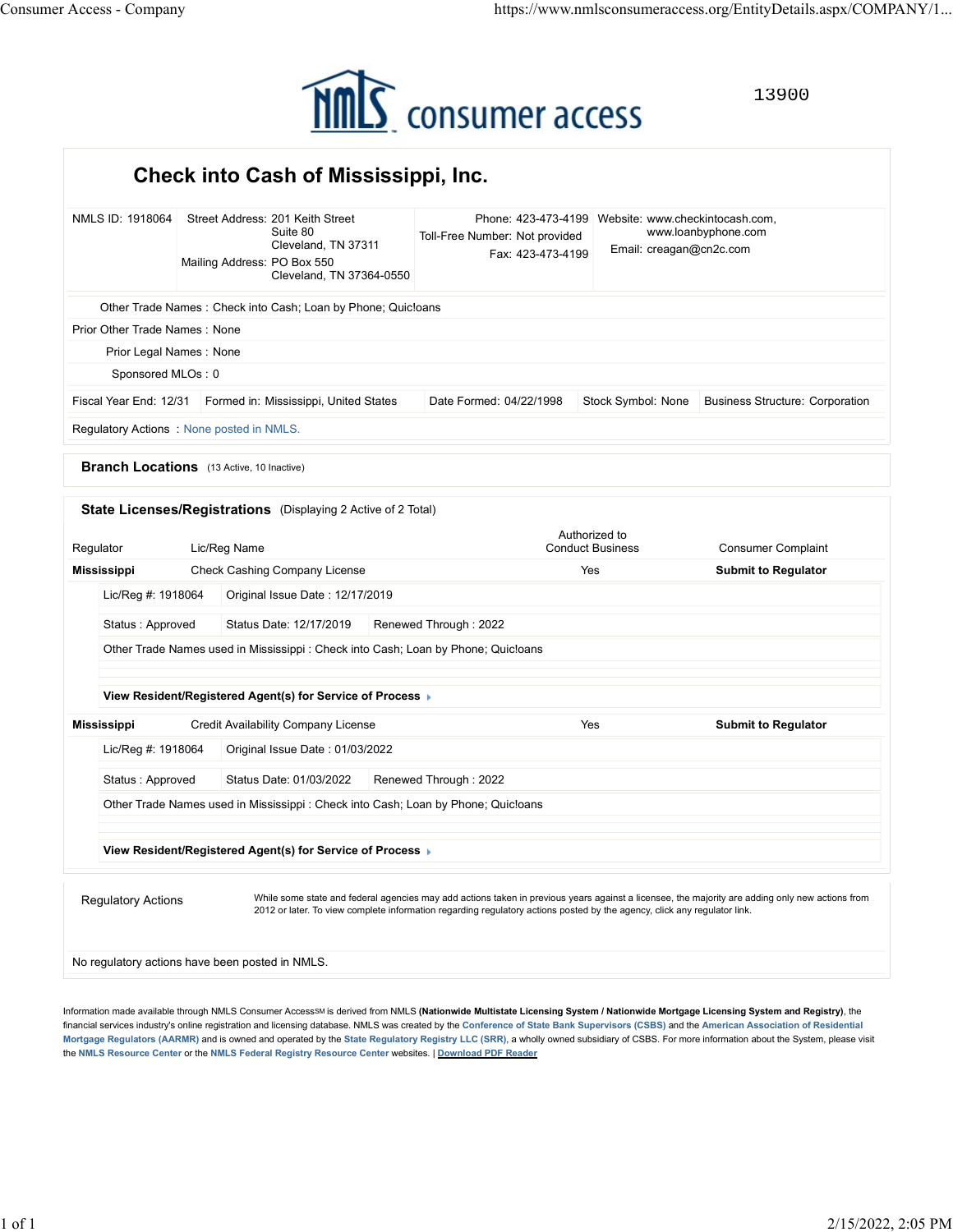13900

# Check into Cash of Mississippi, Inc.

| | | | |
|---|---|---|---|
| NMLS ID: 1918064 | Street Address: 201 Keith Street<br>Suite 80<br>Cleveland, TN 37311<br>Mailing Address: PO Box 550<br>Cleveland, TN 37364-0550 | Phone: 423-473-4199<br>Toll-Free Number: Not provided<br>Fax: 423-473-4199 | Website: www.checkintocash.com, www.loanbyphone.com<br>Email: creagan@cn2c.com |

Other Trade Names : Check into Cash; Loan by Phone; Quic!oans

Prior Other Trade Names : None

Prior Legal Names : None

Sponsored MLOs : 0

| | | | | |
|---|---|---|---|---|
| Fiscal Year End: 12/31 | Formed in: Mississippi, United States | Date Formed: 04/22/1998 | Stock Symbol: None | Business Structure: Corporation |

Regulatory Actions : None posted in NMLS.

## Branch Locations (13 Active, 10 Inactive)

## State Licenses/Registrations (Displaying 2 Active of 2 Total)

| Regulator | Lic/Reg Name | Authorized to Conduct Business | Consumer Complaint |
|---|---|---|---|
| **Mississippi** | Check Cashing Company License | Yes | **Submit to Regulator** |

Lic/Reg #: 1918064 | Original Issue Date : 12/17/2019

Status : Approved | Status Date: 12/17/2019 | Renewed Through : 2022

Other Trade Names used in Mississippi : Check into Cash; Loan by Phone; Quic!oans

**View Resident/Registered Agent(s) for Service of Process**

| Regulator | Lic/Reg Name | Authorized to Conduct Business | Consumer Complaint |
|---|---|---|---|
| **Mississippi** | Credit Availability Company License | Yes | **Submit to Regulator** |

Lic/Reg #: 1918064 | Original Issue Date : 01/03/2022

Status : Approved | Status Date: 01/03/2022 | Renewed Through : 2022

Other Trade Names used in Mississippi : Check into Cash; Loan by Phone; Quic!oans

**View Resident/Registered Agent(s) for Service of Process**

## Regulatory Actions

While some state and federal agencies may add actions taken in previous years against a licensee, the majority are adding only new actions from 2012 or later. To view complete information regarding regulatory actions posted by the agency, click any regulator link.

No regulatory actions have been posted in NMLS.

Information made available through NMLS Consumer Access℠ is derived from NMLS **(Nationwide Multistate Licensing System / Nationwide Mortgage Licensing System and Registry)**, the financial services industry's online registration and licensing database. NMLS was created by the **Conference of State Bank Supervisors (CSBS)** and the **American Association of Residential Mortgage Regulators (AARMR)** and is owned and operated by the **State Regulatory Registry LLC (SRR)**, a wholly owned subsidiary of CSBS. For more information about the System, please visit the **NMLS Resource Center** or the **NMLS Federal Registry Resource Center** websites. | **Download PDF Reader**